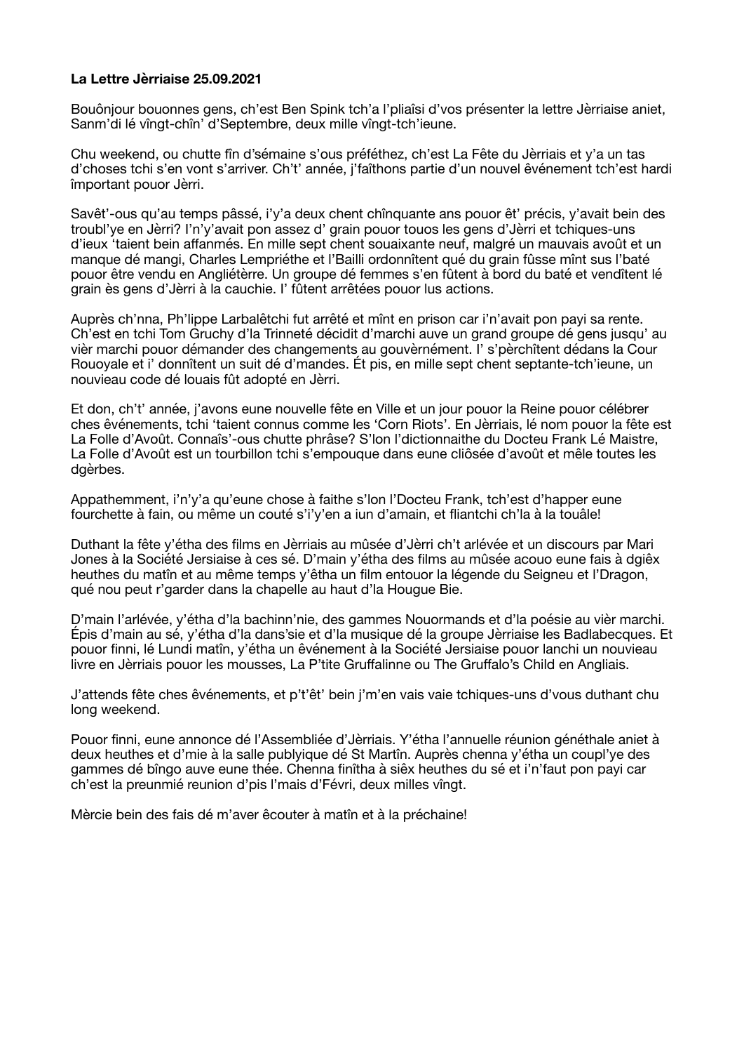**La Lettre Jèrriaise 25.09.2021**

Bouônjour bouonnes gens, ch'est Ben Spink tch'a l'pliaîsi d'vos présenter la lettre Jèrriaise aniet, Sanm'di lé vîngt-chîn' d'Septembre, deux mille vîngt-tch'ieune.

Chu weekend, ou chutte fîn d'sémaine s'ous préféthez, ch'est La Fête du Jèrriais et y'a un tas d'choses tchi s'en vont s'arriver. Ch't' année, j'faîthons partie d'un nouvel êvénement tch'est hardi împortant pouor Jèrri.

Savêt'-ous qu'au temps pâssé, i'y'a deux chent chînquante ans pouor êt' précis, y'avait bein des troubl'ye en Jèrri? I'n'y'avait pon assez d' grain pouor touos les gens d'Jèrri et tchiques-uns d'ieux 'taient bein affanmés. En mille sept chent souaixante neuf, malgré un mauvais avoût et un manque dé mangi, Charles Lempriéthe et l'Bailli ordonnîtent qué du grain fûsse mînt sus l'baté pouor être vendu en Angliétèrre. Un groupe dé femmes s'en fûtent à bord du baté et vendîtent lé grain ès gens d'Jèrri à la cauchie. I' fûtent arrêtées pouor lus actions.

Auprès ch'nna, Ph'lippe Larbalêtchi fut arrêté et mînt en prison car i'n'avait pon payi sa rente. Ch'est en tchi Tom Gruchy d'la Trinneté décidit d'marchi auve un grand groupe dé gens jusqu' au vièr marchi pouor démander des changements au gouvèrnément. I' s'pèrchîtent dédans la Cour Rouoyale et i' donnîtent un suit dé d'mandes. Ét pis, en mille sept chent septante-tch'ieune, un nouvieau code dé louais fût adopté en Jèrri.

Et don, ch't' année, j'avons eune nouvelle fête en Ville et un jour pouor la Reine pouor célébrer ches êvénements, tchi 'taient connus comme les 'Corn Riots'. En Jèrriais, lé nom pouor la fête est La Folle d'Avoût. Connaîs'-ous chutte phrâse? S'lon l'dictionnaithe du Docteu Frank Lé Maistre, La Folle d'Avoût est un tourbillon tchi s'empouque dans eune cliôsée d'avoût et mêle toutes les dgèrbes.

Appathemment, i'n'y'a qu'eune chose à faithe s'lon l'Docteu Frank, tch'est d'happer eune fourchette à fain, ou même un couté s'i'y'en a iun d'amain, et fliantchi ch'la à la touâle!

Duthant la fête y'étha des films en Jèrriais au mûsée d'Jèrri ch't arlévée et un discours par Mari Jones à la Société Jersiaise à ces sé. D'main y'étha des films au mûsée acouo eune fais à dgiêx heuthes du matîn et au même temps y'êtha un film entouor la légende du Seigneu et l'Dragon, qué nou peut r'garder dans la chapelle au haut d'la Hougue Bie.

D'main l'arlévée, y'étha d'la bachinn'nie, des gammes Nouormands et d'la poésie au vièr marchi. Épis d'main au sé, y'étha d'la dans'sie et d'la musique dé la groupe Jèrriaise les Badlabecques. Et pouor finni, lé Lundi matîn, y'étha un êvénement à la Société Jersiaise pouor lanchi un nouvieau livre en Jèrriais pouor les mousses, La P'tite Gruffalinne ou The Gruffalo's Child en Angliais.

J'attends fête ches êvénements, et p't'êt' bein j'm'en vais vaie tchiques-uns d'vous duthant chu long weekend.

Pouor finni, eune annonce dé l'Assembliée d'Jèrriais. Y'étha l'annuelle réunion généthale aniet à deux heuthes et d'mie à la salle publyique dé St Martîn. Auprès chenna y'étha un coupl'ye des gammes dé bîngo auve eune thée. Chenna finîtha à siêx heuthes du sé et i'n'faut pon payi car ch'est la preunmié reunion d'pis l'mais d'Févri, deux milles vîngt.

Mèrcie bein des fais dé m'aver êcouter à matîn et à la préchaine!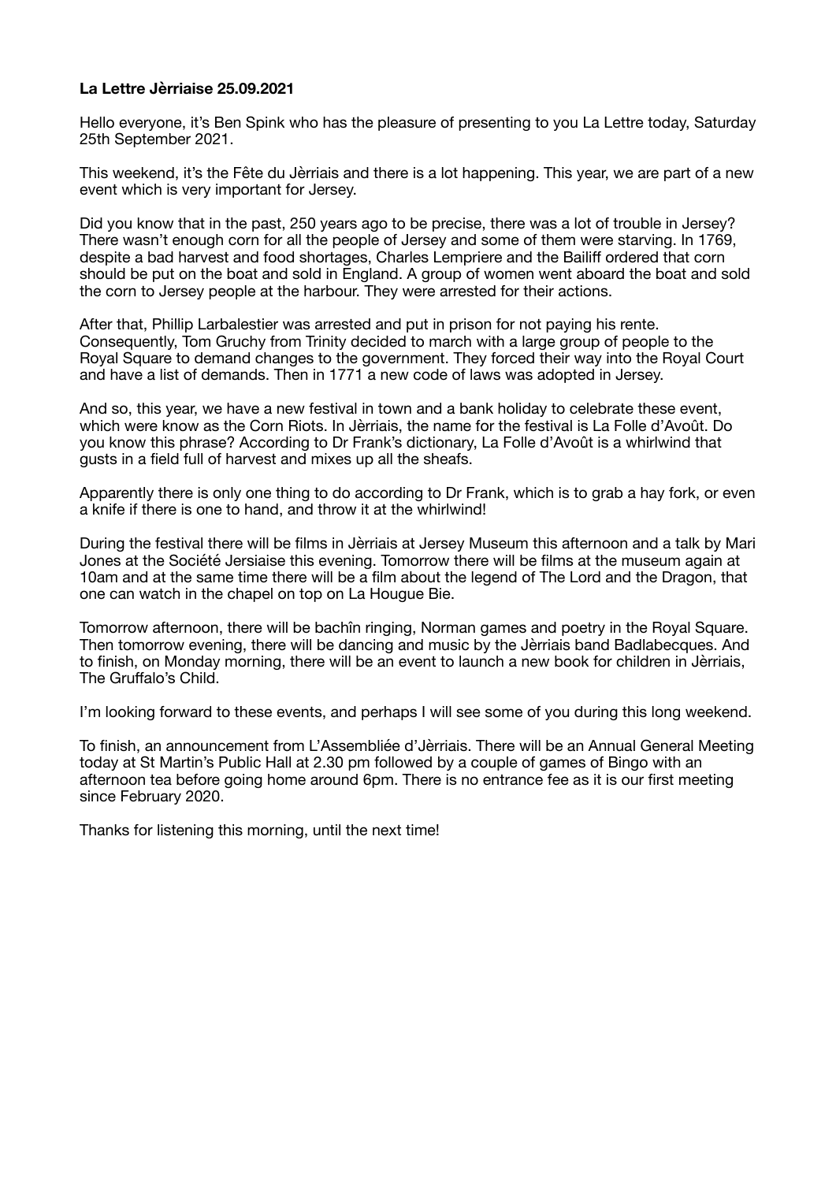**La Lettre Jèrriaise 25.09.2021**

Hello everyone, it's Ben Spink who has the pleasure of presenting to you La Lettre today, Saturday 25th September 2021.

This weekend, it's the Fête du Jèrriais and there is a lot happening. This year, we are part of a new event which is very important for Jersey.

Did you know that in the past, 250 years ago to be precise, there was a lot of trouble in Jersey? There wasn't enough corn for all the people of Jersey and some of them were starving. In 1769, despite a bad harvest and food shortages, Charles Lempriere and the Bailiff ordered that corn should be put on the boat and sold in England. A group of women went aboard the boat and sold the corn to Jersey people at the harbour. They were arrested for their actions.

After that, Phillip Larbalestier was arrested and put in prison for not paying his rente. Consequently, Tom Gruchy from Trinity decided to march with a large group of people to the Royal Square to demand changes to the government. They forced their way into the Royal Court and have a list of demands. Then in 1771 a new code of laws was adopted in Jersey.

And so, this year, we have a new festival in town and a bank holiday to celebrate these event, which were know as the Corn Riots. In Jèrriais, the name for the festival is La Folle d'Avoût. Do you know this phrase? According to Dr Frank's dictionary, La Folle d'Avoût is a whirlwind that gusts in a field full of harvest and mixes up all the sheafs.

Apparently there is only one thing to do according to Dr Frank, which is to grab a hay fork, or even a knife if there is one to hand, and throw it at the whirlwind!

During the festival there will be films in Jèrriais at Jersey Museum this afternoon and a talk by Mari Jones at the Société Jersiaise this evening. Tomorrow there will be films at the museum again at 10am and at the same time there will be a film about the legend of The Lord and the Dragon, that one can watch in the chapel on top on La Hougue Bie.

Tomorrow afternoon, there will be bachîn ringing, Norman games and poetry in the Royal Square. Then tomorrow evening, there will be dancing and music by the Jèrriais band Badlabecques. And to finish, on Monday morning, there will be an event to launch a new book for children in Jèrriais, The Gruffalo's Child.

I'm looking forward to these events, and perhaps I will see some of you during this long weekend.

To finish, an announcement from L'Assembliée d'Jèrriais. There will be an Annual General Meeting today at St Martin's Public Hall at 2.30 pm followed by a couple of games of Bingo with an afternoon tea before going home around 6pm. There is no entrance fee as it is our first meeting since February 2020.

Thanks for listening this morning, until the next time!